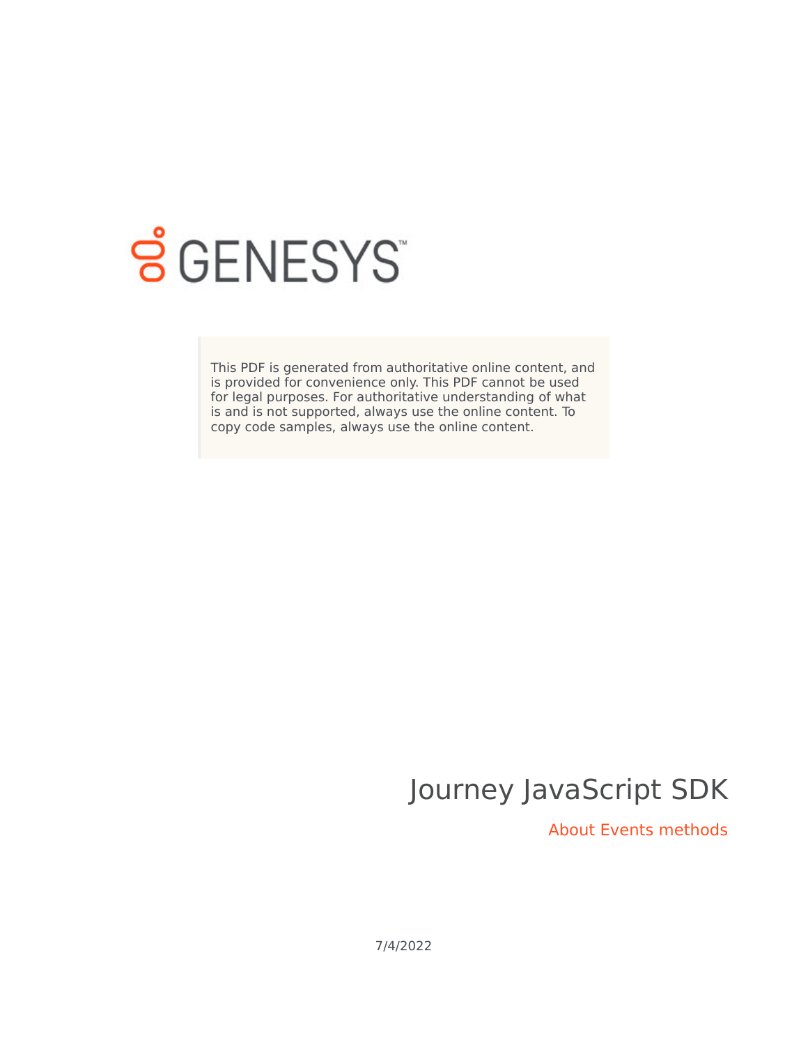This PDF is generated from authoritative online content, and is provided for convenience only. This PDF cannot be used for legal purposes. For authoritative understanding of what is and is not supported, always use the online content. To copy code samples, always use the online content.

# Journey JavaScript SDK

## About Events methods

7/4/2022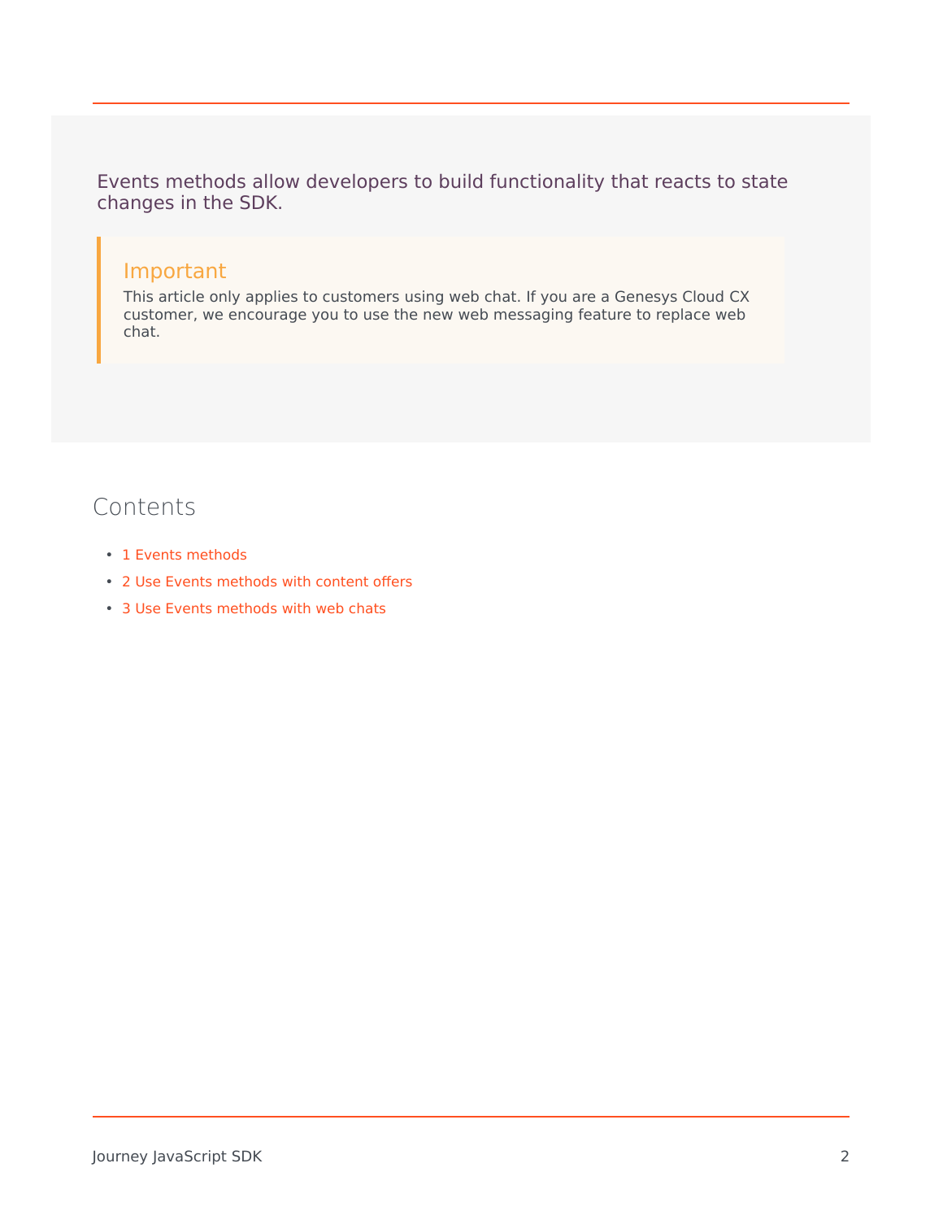Events methods allow developers to build functionality that reacts to state changes in the SDK.

> **Important**
>
> This article only applies to customers using web chat. If you are a Genesys Cloud CX customer, we encourage you to use the new web messaging feature to replace web chat.

## Contents

- 1 Events methods
- 2 Use Events methods with content offers
- 3 Use Events methods with web chats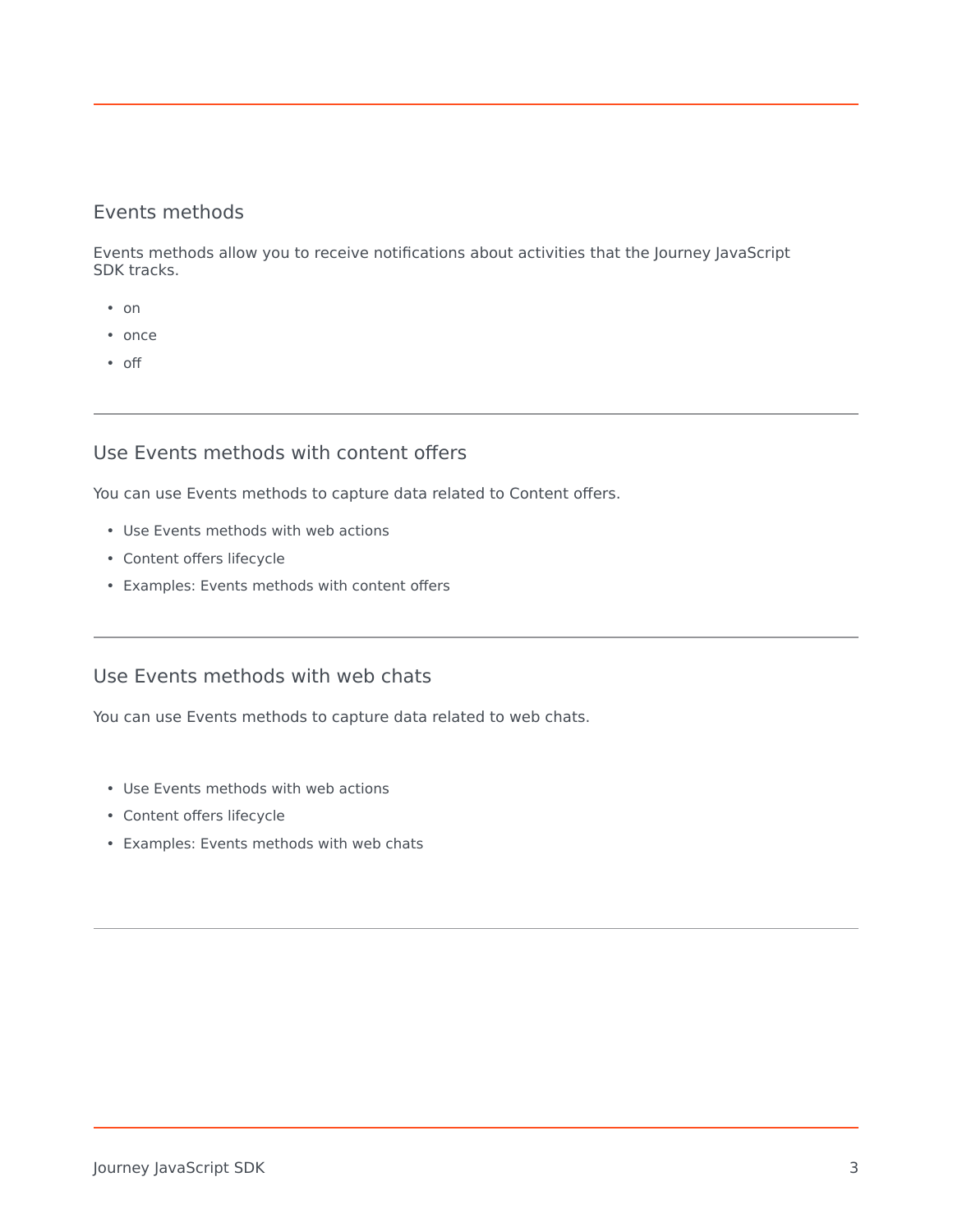## Events methods

Events methods allow you to receive notifications about activities that the Journey JavaScript SDK tracks.

- on
- once
- off

---

## Use Events methods with content offers

You can use Events methods to capture data related to Content offers.

- Use Events methods with web actions
- Content offers lifecycle
- Examples: Events methods with content offers

---

## Use Events methods with web chats

You can use Events methods to capture data related to web chats.

- Use Events methods with web actions
- Content offers lifecycle
- Examples: Events methods with web chats